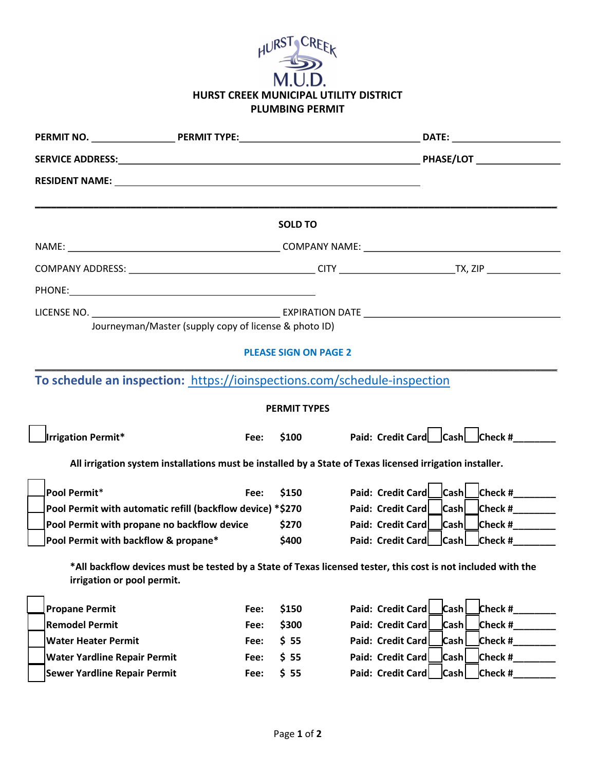# HURST CREEK MUNICIPAL UTILITY DISTRICT
## PLUMBING PERMIT

**PERMIT NO.** _______________ **PERMIT TYPE:** _________________________________ **DATE:** ____________________

**SERVICE ADDRESS:** ________________________________________________________ **PHASE/LOT** _______________

**RESIDENT NAME:** ________________________________________________________

---

**SOLD TO**

NAME: ________________________________________ COMPANY NAME: _____________________________________

COMPANY ADDRESS: ___________________________________ CITY _____________________TX, ZIP ______________

PHONE: ______________________________________________

LICENSE NO. ___________________________________ EXPIRATION DATE _____________________________________

Journeyman/Master (supply copy of license & photo ID)

**PLEASE SIGN ON PAGE 2**

---

**To schedule an inspection:** https://ioinspections.com/schedule-inspection

**PERMIT TYPES**

| | Permit | Fee | Paid |
|---|---|---|---|
| ☐ | **Irrigation Permit*** | **Fee: $100** | **Paid: Credit Card ☐ Cash ☐ Check #________** |

**All irrigation system installations must be installed by a State of Texas licensed irrigation installer.**

| | Permit | Fee | Paid |
|---|---|---|---|
| ☐ | **Pool Permit*** | **Fee: $150** | **Paid: Credit Card ☐ Cash ☐ Check #________** |
| ☐ | **Pool Permit with automatic refill (backflow device) *** | **$270** | **Paid: Credit Card ☐ Cash ☐ Check #________** |
| ☐ | **Pool Permit with propane no backflow device** | **$270** | **Paid: Credit Card ☐ Cash ☐ Check #________** |
| ☐ | **Pool Permit with backflow & propane*** | **$400** | **Paid: Credit Card ☐ Cash ☐ Check #________** |

***All backflow devices must be tested by a State of Texas licensed tester, this cost is not included with the irrigation or pool permit.**

| | Permit | Fee | Paid |
|---|---|---|---|
| ☐ | **Propane Permit** | **Fee: $150** | **Paid: Credit Card ☐ Cash ☐ Check #________** |
| ☐ | **Remodel Permit** | **Fee: $300** | **Paid: Credit Card ☐ Cash ☐ Check #________** |
| ☐ | **Water Heater Permit** | **Fee: $ 55** | **Paid: Credit Card ☐ Cash ☐ Check #________** |
| ☐ | **Water Yardline Repair Permit** | **Fee: $ 55** | **Paid: Credit Card ☐ Cash ☐ Check #________** |
| ☐ | **Sewer Yardline Repair Permit** | **Fee: $ 55** | **Paid: Credit Card ☐ Cash ☐ Check #________** |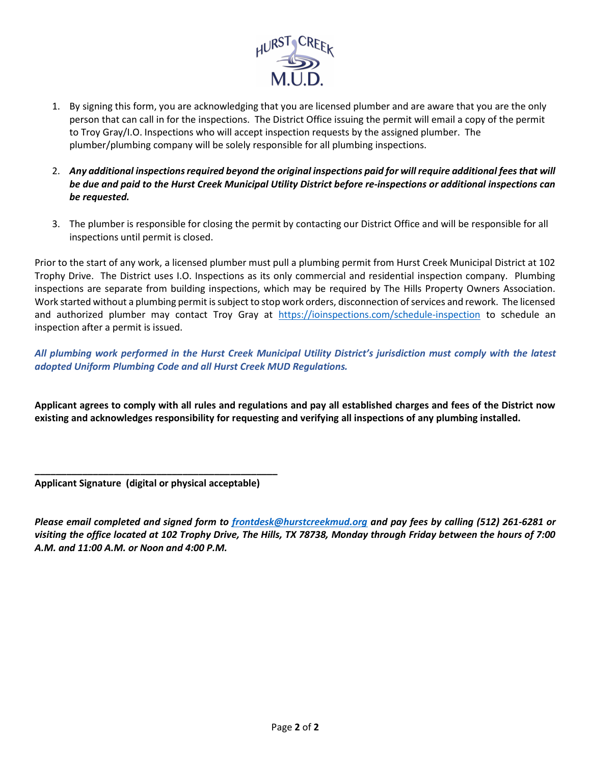1. By signing this form, you are acknowledging that you are licensed plumber and are aware that you are the only person that can call in for the inspections. The District Office issuing the permit will email a copy of the permit to Troy Gray/I.O. Inspections who will accept inspection requests by the assigned plumber. The plumber/plumbing company will be solely responsible for all plumbing inspections.

2. ***Any additional inspections required beyond the original inspections paid for will require additional fees that will be due and paid to the Hurst Creek Municipal Utility District before re-inspections or additional inspections can be requested.***

3. The plumber is responsible for closing the permit by contacting our District Office and will be responsible for all inspections until permit is closed.

Prior to the start of any work, a licensed plumber must pull a plumbing permit from Hurst Creek Municipal District at 102 Trophy Drive. The District uses I.O. Inspections as its only commercial and residential inspection company. Plumbing inspections are separate from building inspections, which may be required by The Hills Property Owners Association. Work started without a plumbing permit is subject to stop work orders, disconnection of services and rework. The licensed and authorized plumber may contact Troy Gray at https://ioinspections.com/schedule-inspection to schedule an inspection after a permit is issued.

***All plumbing work performed in the Hurst Creek Municipal Utility District's jurisdiction must comply with the latest adopted Uniform Plumbing Code and all Hurst Creek MUD Regulations.***

**Applicant agrees to comply with all rules and regulations and pay all established charges and fees of the District now existing and acknowledges responsibility for requesting and verifying all inspections of any plumbing installed.**

______________________________________________

**Applicant Signature (digital or physical acceptable)**

***Please email completed and signed form to frontdesk@hurstcreekmud.org and pay fees by calling (512) 261-6281 or visiting the office located at 102 Trophy Drive, The Hills, TX 78738, Monday through Friday between the hours of 7:00 A.M. and 11:00 A.M. or Noon and 4:00 P.M.***